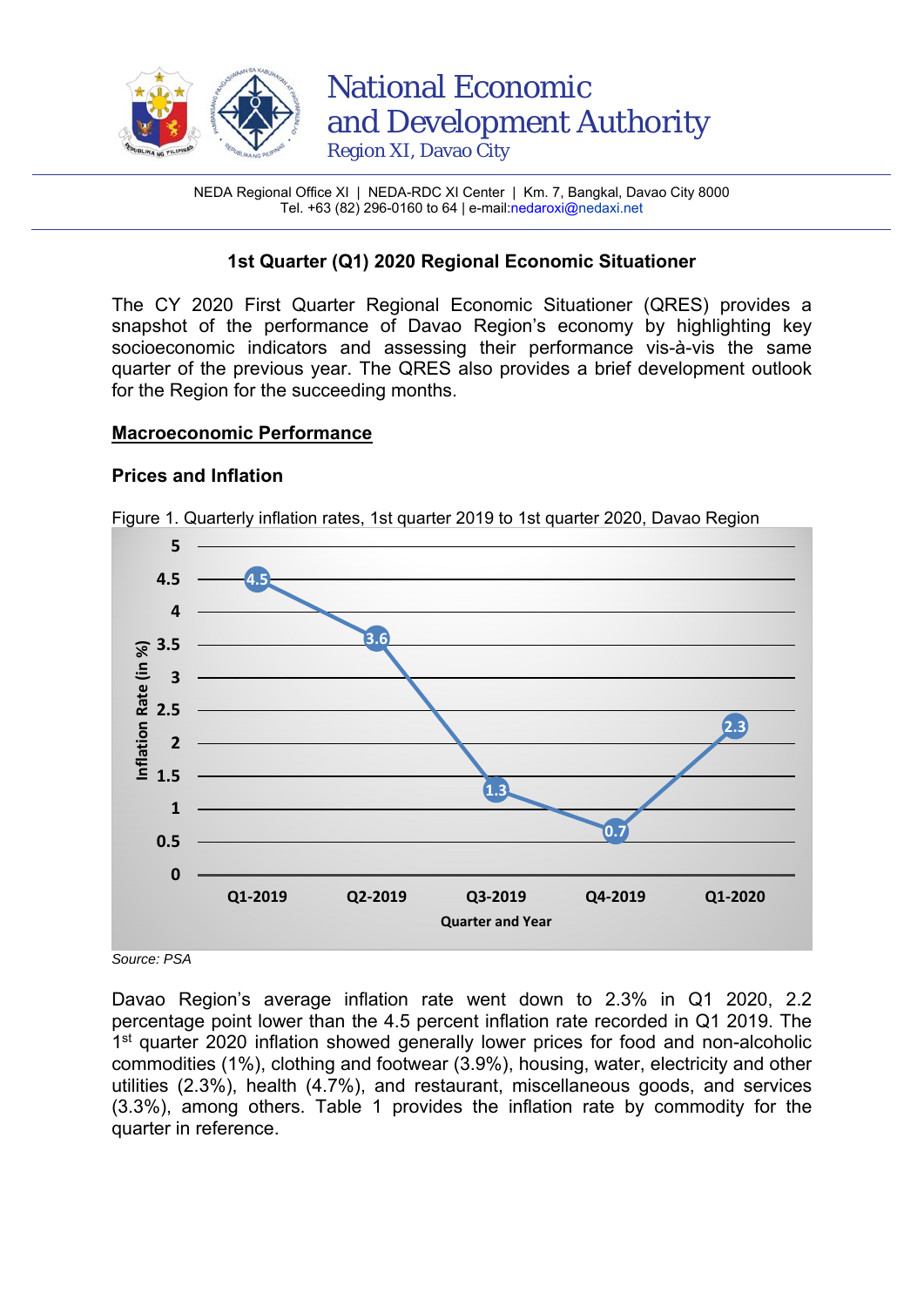# National Economic and Development Authority

Region XI, Davao City

NEDA Regional Office XI | NEDA-RDC XI Center | Km. 7, Bangkal, Davao City 8000
Tel. +63 (82) 296-0160 to 64 | e-mail:nedaroxi@nedaxi.net

## 1st Quarter (Q1) 2020 Regional Economic Situationer

The CY 2020 First Quarter Regional Economic Situationer (QRES) provides a snapshot of the performance of Davao Region's economy by highlighting key socioeconomic indicators and assessing their performance vis-à-vis the same quarter of the previous year. The QRES also provides a brief development outlook for the Region for the succeeding months.

### Macroeconomic Performance

#### Prices and Inflation

Figure 1. Quarterly inflation rates, 1st quarter 2019 to 1st quarter 2020, Davao Region

| Quarter and Year | Inflation Rate (in %) |
|---|---|
| Q1-2019 | 4.5 |
| Q2-2019 | 3.6 |
| Q3-2019 | 1.3 |
| Q4-2019 | 0.7 |
| Q1-2020 | 2.3 |

*Source: PSA*

Davao Region's average inflation rate went down to 2.3% in Q1 2020, 2.2 percentage point lower than the 4.5 percent inflation rate recorded in Q1 2019. The 1st quarter 2020 inflation showed generally lower prices for food and non-alcoholic commodities (1%), clothing and footwear (3.9%), housing, water, electricity and other utilities (2.3%), health (4.7%), and restaurant, miscellaneous goods, and services (3.3%), among others. Table 1 provides the inflation rate by commodity for the quarter in reference.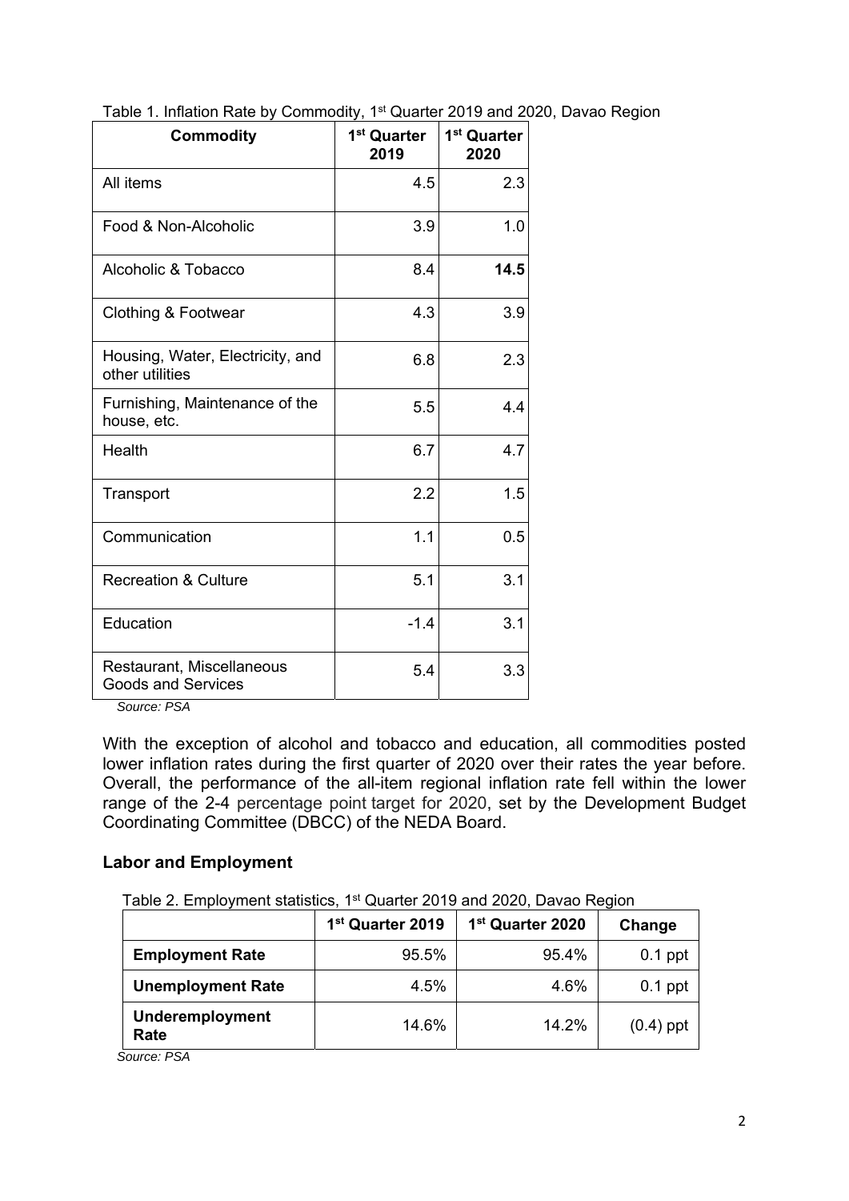Table 1. Inflation Rate by Commodity, 1st Quarter 2019 and 2020, Davao Region

| Commodity | 1st Quarter 2019 | 1st Quarter 2020 |
|---|---|---|
| All items | 4.5 | 2.3 |
| Food & Non-Alcoholic | 3.9 | 1.0 |
| Alcoholic & Tobacco | 8.4 | **14.5** |
| Clothing & Footwear | 4.3 | 3.9 |
| Housing, Water, Electricity, and other utilities | 6.8 | 2.3 |
| Furnishing, Maintenance of the house, etc. | 5.5 | 4.4 |
| Health | 6.7 | 4.7 |
| Transport | 2.2 | 1.5 |
| Communication | 1.1 | 0.5 |
| Recreation & Culture | 5.1 | 3.1 |
| Education | -1.4 | 3.1 |
| Restaurant, Miscellaneous Goods and Services | 5.4 | 3.3 |

*Source: PSA*

With the exception of alcohol and tobacco and education, all commodities posted lower inflation rates during the first quarter of 2020 over their rates the year before. Overall, the performance of the all-item regional inflation rate fell within the lower range of the 2-4 percentage point target for 2020, set by the Development Budget Coordinating Committee (DBCC) of the NEDA Board.

## Labor and Employment

Table 2. Employment statistics, 1st Quarter 2019 and 2020, Davao Region

| | 1st Quarter 2019 | 1st Quarter 2020 | Change |
|---|---|---|---|
| **Employment Rate** | 95.5% | 95.4% | 0.1 ppt |
| **Unemployment Rate** | 4.5% | 4.6% | 0.1 ppt |
| **Underemployment Rate** | 14.6% | 14.2% | (0.4) ppt |

*Source: PSA*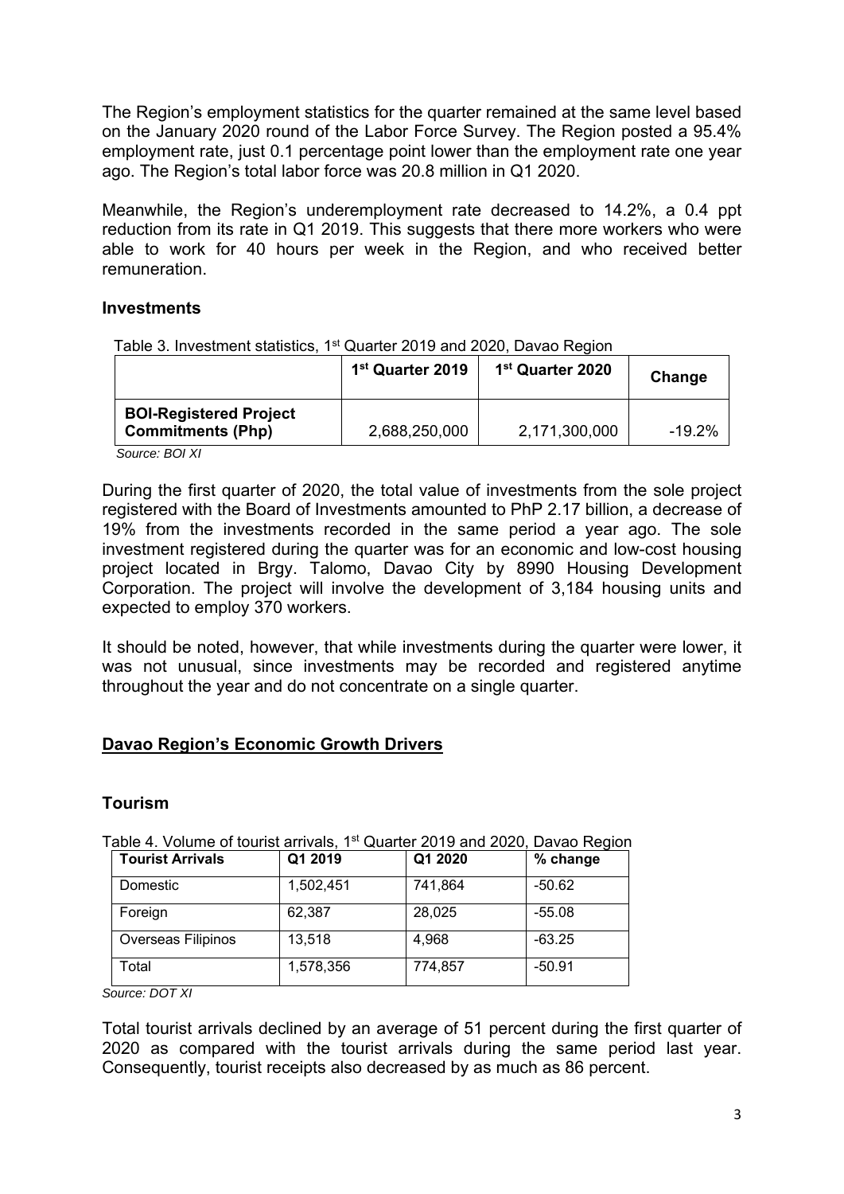The Region's employment statistics for the quarter remained at the same level based on the January 2020 round of the Labor Force Survey. The Region posted a 95.4% employment rate, just 0.1 percentage point lower than the employment rate one year ago. The Region's total labor force was 20.8 million in Q1 2020.

Meanwhile, the Region's underemployment rate decreased to 14.2%, a 0.4 ppt reduction from its rate in Q1 2019. This suggests that there more workers who were able to work for 40 hours per week in the Region, and who received better remuneration.

### Investments

Table 3. Investment statistics, 1st Quarter 2019 and 2020, Davao Region

| | 1st Quarter 2019 | 1st Quarter 2020 | Change |
|---|---|---|---|
| **BOI-Registered Project Commitments (Php)** | 2,688,250,000 | 2,171,300,000 | -19.2% |

*Source: BOI XI*

During the first quarter of 2020, the total value of investments from the sole project registered with the Board of Investments amounted to PhP 2.17 billion, a decrease of 19% from the investments recorded in the same period a year ago. The sole investment registered during the quarter was for an economic and low-cost housing project located in Brgy. Talomo, Davao City by 8990 Housing Development Corporation. The project will involve the development of 3,184 housing units and expected to employ 370 workers.

It should be noted, however, that while investments during the quarter were lower, it was not unusual, since investments may be recorded and registered anytime throughout the year and do not concentrate on a single quarter.

## Davao Region's Economic Growth Drivers

### Tourism

Table 4. Volume of tourist arrivals, 1st Quarter 2019 and 2020, Davao Region

| Tourist Arrivals | Q1 2019 | Q1 2020 | % change |
|---|---|---|---|
| Domestic | 1,502,451 | 741,864 | -50.62 |
| Foreign | 62,387 | 28,025 | -55.08 |
| Overseas Filipinos | 13,518 | 4,968 | -63.25 |
| Total | 1,578,356 | 774,857 | -50.91 |

*Source: DOT XI*

Total tourist arrivals declined by an average of 51 percent during the first quarter of 2020 as compared with the tourist arrivals during the same period last year. Consequently, tourist receipts also decreased by as much as 86 percent.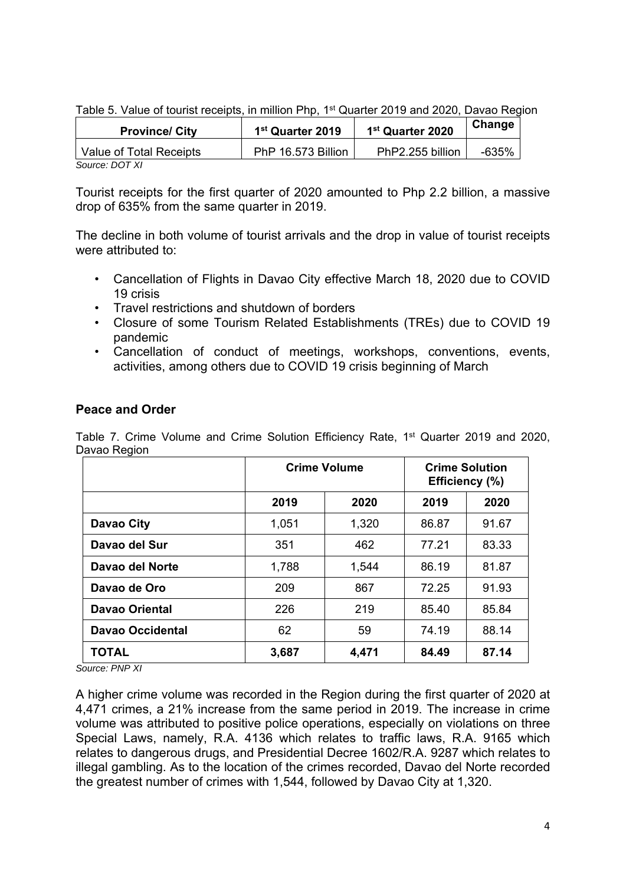Table 5. Value of tourist receipts, in million Php, 1st Quarter 2019 and 2020, Davao Region

| Province/ City | 1st Quarter 2019 | 1st Quarter 2020 | Change |
|---|---|---|---|
| Value of Total Receipts | PhP 16.573 Billion | PhP2.255 billion | -635% |

*Source: DOT XI*

Tourist receipts for the first quarter of 2020 amounted to Php 2.2 billion, a massive drop of 635% from the same quarter in 2019.

The decline in both volume of tourist arrivals and the drop in value of tourist receipts were attributed to:

- Cancellation of Flights in Davao City effective March 18, 2020 due to COVID 19 crisis
- Travel restrictions and shutdown of borders
- Closure of some Tourism Related Establishments (TREs) due to COVID 19 pandemic
- Cancellation of conduct of meetings, workshops, conventions, events, activities, among others due to COVID 19 crisis beginning of March

## Peace and Order

Table 7. Crime Volume and Crime Solution Efficiency Rate, 1st Quarter 2019 and 2020, Davao Region

| | Crime Volume | | Crime Solution Efficiency (%) | |
|---|---|---|---|---|
| | **2019** | **2020** | **2019** | **2020** |
| **Davao City** | 1,051 | 1,320 | 86.87 | 91.67 |
| **Davao del Sur** | 351 | 462 | 77.21 | 83.33 |
| **Davao del Norte** | 1,788 | 1,544 | 86.19 | 81.87 |
| **Davao de Oro** | 209 | 867 | 72.25 | 91.93 |
| **Davao Oriental** | 226 | 219 | 85.40 | 85.84 |
| **Davao Occidental** | 62 | 59 | 74.19 | 88.14 |
| **TOTAL** | **3,687** | **4,471** | **84.49** | **87.14** |

*Source: PNP XI*

A higher crime volume was recorded in the Region during the first quarter of 2020 at 4,471 crimes, a 21% increase from the same period in 2019. The increase in crime volume was attributed to positive police operations, especially on violations on three Special Laws, namely, R.A. 4136 which relates to traffic laws, R.A. 9165 which relates to dangerous drugs, and Presidential Decree 1602/R.A. 9287 which relates to illegal gambling. As to the location of the crimes recorded, Davao del Norte recorded the greatest number of crimes with 1,544, followed by Davao City at 1,320.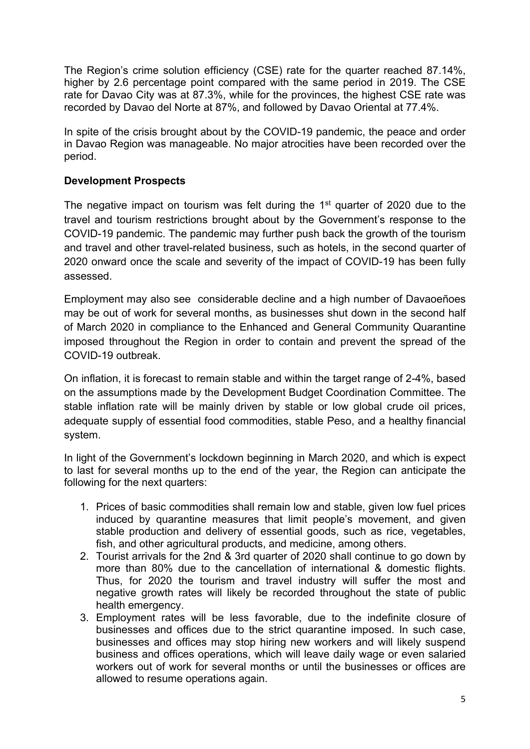The Region's crime solution efficiency (CSE) rate for the quarter reached 87.14%, higher by 2.6 percentage point compared with the same period in 2019. The CSE rate for Davao City was at 87.3%, while for the provinces, the highest CSE rate was recorded by Davao del Norte at 87%, and followed by Davao Oriental at 77.4%.

In spite of the crisis brought about by the COVID-19 pandemic, the peace and order in Davao Region was manageable. No major atrocities have been recorded over the period.

**Development Prospects**

The negative impact on tourism was felt during the 1st quarter of 2020 due to the travel and tourism restrictions brought about by the Government's response to the COVID-19 pandemic. The pandemic may further push back the growth of the tourism and travel and other travel-related business, such as hotels, in the second quarter of 2020 onward once the scale and severity of the impact of COVID-19 has been fully assessed.

Employment may also see considerable decline and a high number of Davaoeñoes may be out of work for several months, as businesses shut down in the second half of March 2020 in compliance to the Enhanced and General Community Quarantine imposed throughout the Region in order to contain and prevent the spread of the COVID-19 outbreak.

On inflation, it is forecast to remain stable and within the target range of 2-4%, based on the assumptions made by the Development Budget Coordination Committee. The stable inflation rate will be mainly driven by stable or low global crude oil prices, adequate supply of essential food commodities, stable Peso, and a healthy financial system.

In light of the Government's lockdown beginning in March 2020, and which is expect to last for several months up to the end of the year, the Region can anticipate the following for the next quarters:

1. Prices of basic commodities shall remain low and stable, given low fuel prices induced by quarantine measures that limit people's movement, and given stable production and delivery of essential goods, such as rice, vegetables, fish, and other agricultural products, and medicine, among others.
2. Tourist arrivals for the 2nd & 3rd quarter of 2020 shall continue to go down by more than 80% due to the cancellation of international & domestic flights. Thus, for 2020 the tourism and travel industry will suffer the most and negative growth rates will likely be recorded throughout the state of public health emergency.
3. Employment rates will be less favorable, due to the indefinite closure of businesses and offices due to the strict quarantine imposed. In such case, businesses and offices may stop hiring new workers and will likely suspend business and offices operations, which will leave daily wage or even salaried workers out of work for several months or until the businesses or offices are allowed to resume operations again.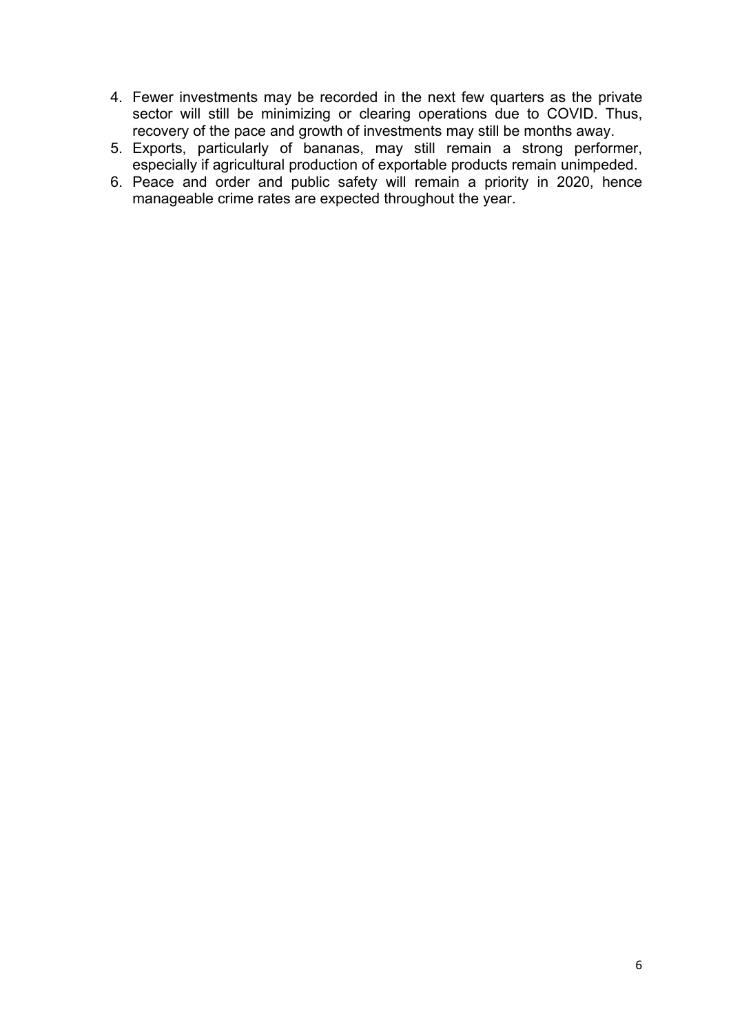4. Fewer investments may be recorded in the next few quarters as the private sector will still be minimizing or clearing operations due to COVID. Thus, recovery of the pace and growth of investments may still be months away.
5. Exports, particularly of bananas, may still remain a strong performer, especially if agricultural production of exportable products remain unimpeded.
6. Peace and order and public safety will remain a priority in 2020, hence manageable crime rates are expected throughout the year.